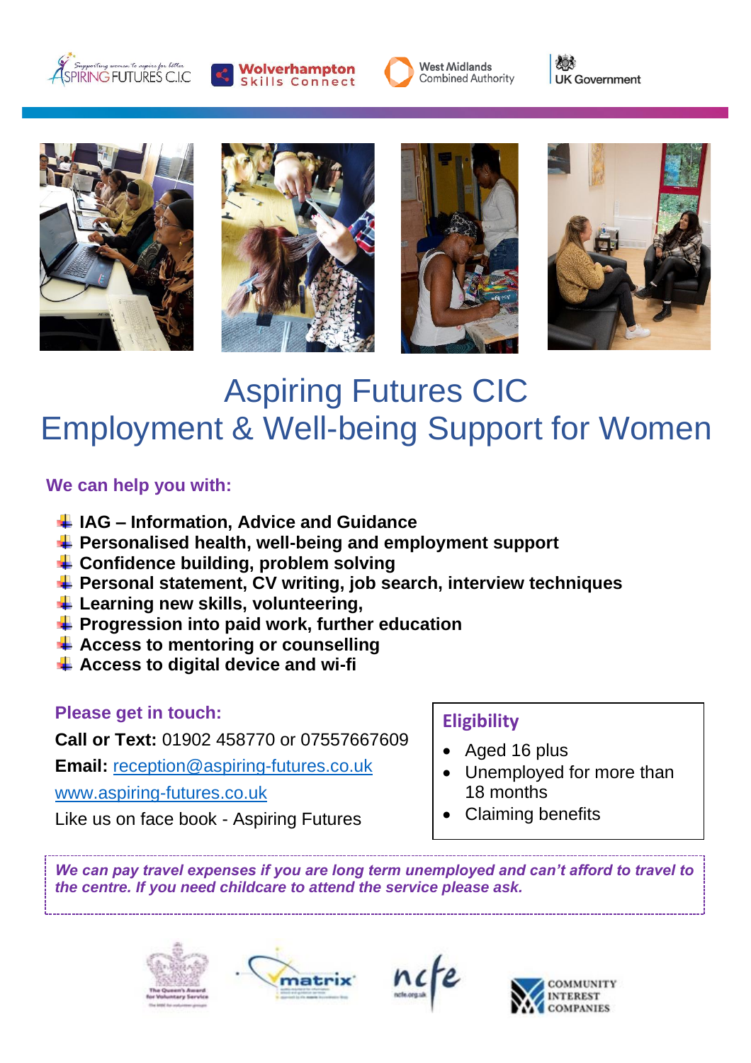# Aspiring Futures CIC
# Employment & Well-being Support for Women

**We can help you with:**

- **IAG – Information, Advice and Guidance**
- **Personalised health, well-being and employment support**
- **Confidence building, problem solving**
- **Personal statement, CV writing, job search, interview techniques**
- **Learning new skills, volunteering,**
- **Progression into paid work, further education**
- **Access to mentoring or counselling**
- **Access to digital device and wi-fi**

**Please get in touch:**

**Call or Text:** 01902 458770 or 07557667609

**Email:** reception@aspiring-futures.co.uk

www.aspiring-futures.co.uk

Like us on face book - Aspiring Futures

**Eligibility**

- Aged 16 plus
- Unemployed for more than 18 months
- Claiming benefits

***We can pay travel expenses if you are long term unemployed and can't afford to travel to the centre. If you need childcare to attend the service please ask.***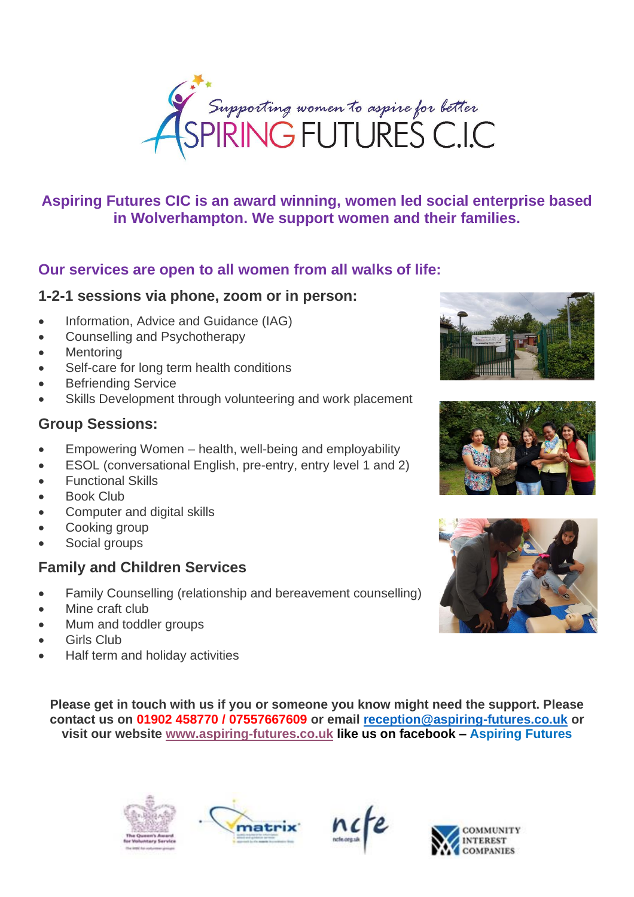# Supporting women to aspire for better
# ASPIRING FUTURES C.I.C

**Aspiring Futures CIC is an award winning, women led social enterprise based in Wolverhampton. We support women and their families.**

## Our services are open to all women from all walks of life:

### 1-2-1 sessions via phone, zoom or in person:

- Information, Advice and Guidance (IAG)
- Counselling and Psychotherapy
- Mentoring
- Self-care for long term health conditions
- Befriending Service
- Skills Development through volunteering and work placement

### Group Sessions:

- Empowering Women – health, well-being and employability
- ESOL (conversational English, pre-entry, entry level 1 and 2)
- Functional Skills
- Book Club
- Computer and digital skills
- Cooking group
- Social groups

### Family and Children Services

- Family Counselling (relationship and bereavement counselling)
- Mine craft club
- Mum and toddler groups
- Girls Club
- Half term and holiday activities

**Please get in touch with us if you or someone you know might need the support. Please contact us on 01902 458770 / 07557667609 or email reception@aspiring-futures.co.uk or visit our website www.aspiring-futures.co.uk like us on facebook – Aspiring Futures**

The Queen's Award for Voluntary Service

matrix

ncfe

COMMUNITY INTEREST COMPANIES